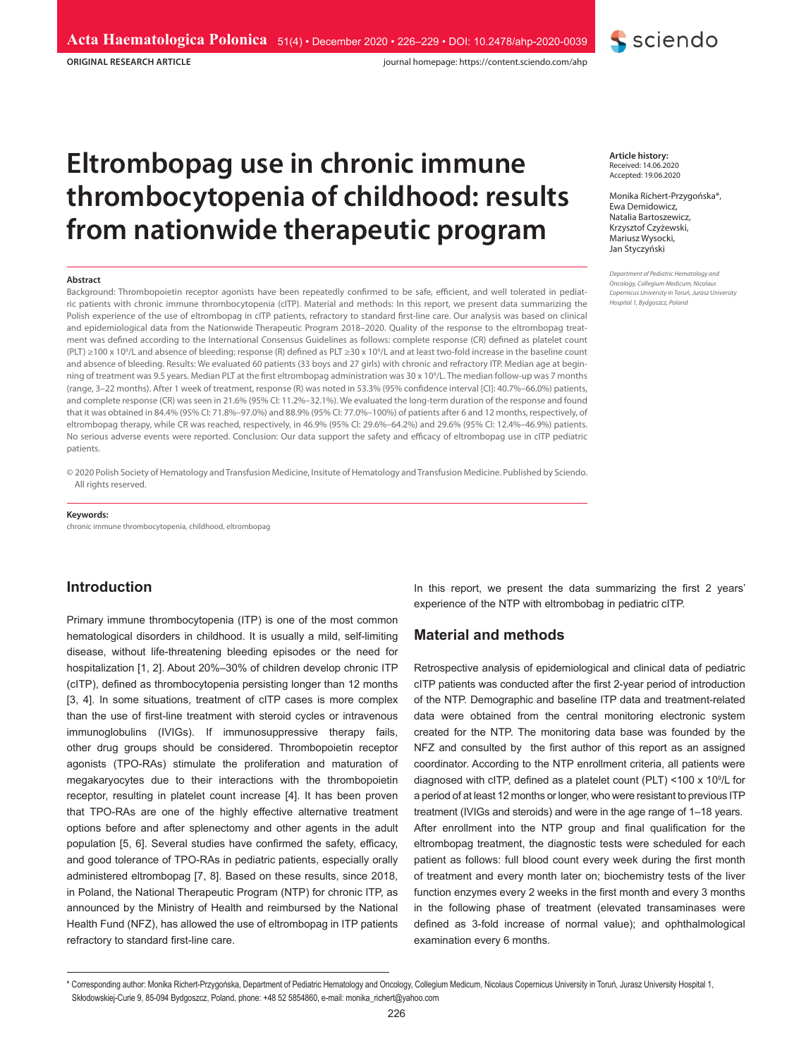ORIGINAL RESEARCH ARTICLE

# Eltrombopag use in chronic immune thrombocytopenia of childhood: results from nationwide therapeutic program

**Article history:**
Received: 14.06.2020
Accepted: 19.06.2020

Monika Richert-Przygońska*, Ewa Demidowicz, Natalia Bartoszewicz, Krzysztof Czyżewski, Mariusz Wysocki, Jan Styczyński

*Department of Pediatric Hematology and Oncology, Collegium Medicum, Nicolaus Copernicus University in Toruń, Jurasz University Hospital 1, Bydgoszcz, Poland*

**Abstract**

Background: Thrombopoietin receptor agonists have been repeatedly confirmed to be safe, efficient, and well tolerated in pediatric patients with chronic immune thrombocytopenia (cITP). Material and methods: In this report, we present data summarizing the Polish experience of the use of eltrombopag in cITP patients, refractory to standard first-line care. Our analysis was based on clinical and epidemiological data from the Nationwide Therapeutic Program 2018–2020. Quality of the response to the eltrombopag treatment was defined according to the International Consensus Guidelines as follows: complete response (CR) defined as platelet count (PLT) ≥100 x $10^9$/L and absence of bleeding; response (R) defined as PLT ≥30 x $10^9$/L and at least two-fold increase in the baseline count and absence of bleeding. Results: We evaluated 60 patients (33 boys and 27 girls) with chronic and refractory ITP. Median age at beginning of treatment was 9.5 years. Median PLT at the first eltrombopag administration was 30 x $10^9$/L. The median follow-up was 7 months (range, 3–22 months). After 1 week of treatment, response (R) was noted in 53.3% (95% confidence interval [CI]: 40.7%–66.0%) patients, and complete response (CR) was seen in 21.6% (95% CI: 11.2%–32.1%). We evaluated the long-term duration of the response and found that it was obtained in 84.4% (95% CI: 71.8%–97.0%) and 88.9% (95% CI: 77.0%–100%) of patients after 6 and 12 months, respectively, of eltrombopag therapy, while CR was reached, respectively, in 46.9% (95% CI: 29.6%–64.2%) and 29.6% (95% CI: 12.4%–46.9%) patients. No serious adverse events were reported. Conclusion: Our data support the safety and efficacy of eltrombopag use in cITP pediatric patients.

© 2020 Polish Society of Hematology and Transfusion Medicine, Insitute of Hematology and Transfusion Medicine. Published by Sciendo. All rights reserved.

**Keywords:**
chronic immune thrombocytopenia, childhood, eltrombopag

## Introduction

Primary immune thrombocytopenia (ITP) is one of the most common hematological disorders in childhood. It is usually a mild, self-limiting disease, without life-threatening bleeding episodes or the need for hospitalization [1, 2]. About 20%–30% of children develop chronic ITP (cITP), defined as thrombocytopenia persisting longer than 12 months [3, 4]. In some situations, treatment of cITP cases is more complex than the use of first-line treatment with steroid cycles or intravenous immunoglobulins (IVIGs). If immunosuppressive therapy fails, other drug groups should be considered. Thrombopoietin receptor agonists (TPO-RAs) stimulate the proliferation and maturation of megakaryocytes due to their interactions with the thrombopoietin receptor, resulting in platelet count increase [4]. It has been proven that TPO-RAs are one of the highly effective alternative treatment options before and after splenectomy and other agents in the adult population [5, 6]. Several studies have confirmed the safety, efficacy, and good tolerance of TPO-RAs in pediatric patients, especially orally administered eltrombopag [7, 8]. Based on these results, since 2018, in Poland, the National Therapeutic Program (NTP) for chronic ITP, as announced by the Ministry of Health and reimbursed by the National Health Fund (NFZ), has allowed the use of eltrombopag in ITP patients refractory to standard first-line care.

In this report, we present the data summarizing the first 2 years' experience of the NTP with eltrombobag in pediatric cITP.

## Material and methods

Retrospective analysis of epidemiological and clinical data of pediatric cITP patients was conducted after the first 2-year period of introduction of the NTP. Demographic and baseline ITP data and treatment-related data were obtained from the central monitoring electronic system created for the NTP. The monitoring data base was founded by the NFZ and consulted by the first author of this report as an assigned coordinator. According to the NTP enrollment criteria, all patients were diagnosed with cITP, defined as a platelet count (PLT) <100 x $10^9$/L for a period of at least 12 months or longer, who were resistant to previous ITP treatment (IVIGs and steroids) and were in the age range of 1–18 years. After enrollment into the NTP group and final qualification for the eltrombopag treatment, the diagnostic tests were scheduled for each patient as follows: full blood count every week during the first month of treatment and every month later on; biochemistry tests of the liver function enzymes every 2 weeks in the first month and every 3 months in the following phase of treatment (elevated transaminases were defined as 3-fold increase of normal value); and ophthalmological examination every 6 months.

* Corresponding author: Monika Richert-Przygońska, Department of Pediatric Hematology and Oncology, Collegium Medicum, Nicolaus Copernicus University in Toruń, Jurasz University Hospital 1, Skłodowskiej-Curie 9, 85-094 Bydgoszcz, Poland, phone: +48 52 5854860, e-mail: monika_richert@yahoo.com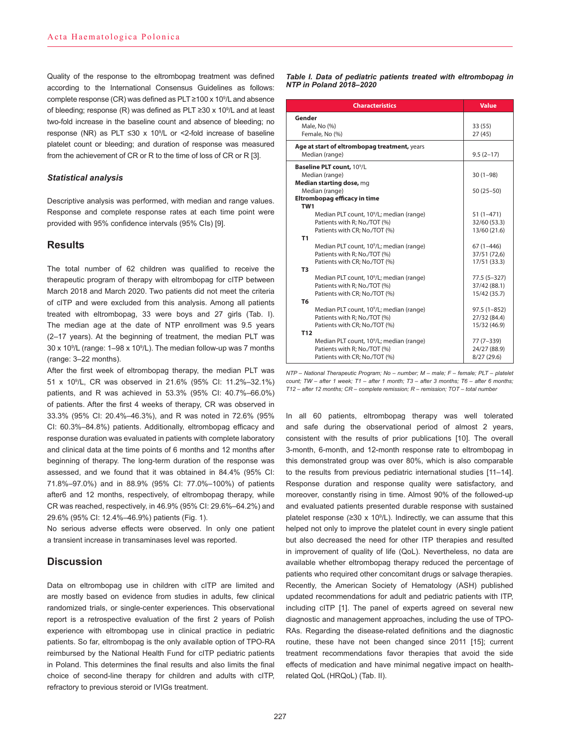Quality of the response to the eltrombopag treatment was defined according to the International Consensus Guidelines as follows: complete response (CR) was defined as PLT ≥100 x $10^9$/L and absence of bleeding; response (R) was defined as PLT ≥30 x $10^9$/L and at least two-fold increase in the baseline count and absence of bleeding; no response (NR) as PLT ≤30 x $10^9$/L or <2-fold increase of baseline platelet count or bleeding; and duration of response was measured from the achievement of CR or R to the time of loss of CR or R [3].

### *Statistical analysis*

Descriptive analysis was performed, with median and range values. Response and complete response rates at each time point were provided with 95% confidence intervals (95% CIs) [9].

## Results

The total number of 62 children was qualified to receive the therapeutic program of therapy with eltrombopag for cITP between March 2018 and March 2020. Two patients did not meet the criteria of cITP and were excluded from this analysis. Among all patients treated with eltrombopag, 33 were boys and 27 girls (Tab. I). The median age at the date of NTP enrollment was 9.5 years (2–17 years). At the beginning of treatment, the median PLT was 30 x $10^9$/L (range: 1–98 x $10^9$/L). The median follow-up was 7 months (range: 3–22 months).

After the first week of eltrombopag therapy, the median PLT was 51 x $10^9$/L, CR was observed in 21.6% (95% CI: 11.2%–32.1%) patients, and R was achieved in 53.3% (95% CI: 40.7%–66.0%) of patients. After the first 4 weeks of therapy, CR was observed in 33.3% (95% CI: 20.4%–46.3%), and R was noted in 72.6% (95% CI: 60.3%–84.8%) patients. Additionally, eltrombopag efficacy and response duration was evaluated in patients with complete laboratory and clinical data at the time points of 6 months and 12 months after beginning of therapy. The long-term duration of the response was assessed, and we found that it was obtained in 84.4% (95% CI: 71.8%–97.0%) and in 88.9% (95% CI: 77.0%–100%) of patients after6 and 12 months, respectively, of eltrombopag therapy, while CR was reached, respectively, in 46.9% (95% CI: 29.6%–64.2%) and 29.6% (95% CI: 12.4%–46.9%) patients (Fig. 1).

No serious adverse effects were observed. In only one patient a transient increase in transaminases level was reported.

*Table I. Data of pediatric patients treated with eltrombopag in NTP in Poland 2018–2020*

| Characteristics | Value |
|---|---|
| **Gender** | |
| Male, No (%) | 33 (55) |
| Female, No (%) | 27 (45) |
| **Age at start of eltrombopag treatment,** years | |
| Median (range) | 9.5 (2–17) |
| **Baseline PLT count,** $10^9$/L | |
| Median (range) | 30 (1–98) |
| **Median starting dose,** mg | |
| Median (range) | 50 (25–50) |
| **Eltrombopag efficacy in time** | |
| **TW1** | |
| Median PLT count, $10^9$/L; median (range) | 51 (1–471) |
| Patients with R; No./TOT (%) | 32/60 (53.3) |
| Patients with CR; No./TOT (%) | 13/60 (21.6) |
| **T1** | |
| Median PLT count, $10^9$/L; median (range) | 67 (1–446) |
| Patients with R; No./TOT (%) | 37/51 (72,6) |
| Patients with CR; No./TOT (%) | 17/51 (33.3) |
| **T3** | |
| Median PLT count, $10^9$/L; median (range) | 77.5 (5–327) |
| Patients with R; No./TOT (%) | 37/42 (88.1) |
| Patients with CR; No./TOT (%) | 15/42 (35.7) |
| **T6** | |
| Median PLT count, $10^9$/L; median (range) | 97.5 (1–852) |
| Patients with R; No./TOT (%) | 27/32 (84.4) |
| Patients with CR; No./TOT (%) | 15/32 (46.9) |
| **T12** | |
| Median PLT count, $10^9$/L; median (range) | 77 (7–339) |
| Patients with R; No./TOT (%) | 24/27 (88.9) |
| Patients with CR; No./TOT (%) | 8/27 (29.6) |

*NTP – National Therapeutic Program; No – number; M – male; F – female; PLT – platelet count; TW – after 1 week; T1 – after 1 month; T3 – after 3 months; T6 – after 6 months; T12 – after 12 months; CR – complete remission; R – remission; TOT – total number*

## Discussion

Data on eltrombopag use in children with cITP are limited and are mostly based on evidence from studies in adults, few clinical randomized trials, or single-center experiences. This observational report is a retrospective evaluation of the first 2 years of Polish experience with eltrombopag use in clinical practice in pediatric patients. So far, eltrombopag is the only available option of TPO-RA reimbursed by the National Health Fund for cITP pediatric patients in Poland. This determines the final results and also limits the final choice of second-line therapy for children and adults with cITP, refractory to previous steroid or IVIGs treatment.

In all 60 patients, eltrombopag therapy was well tolerated and safe during the observational period of almost 2 years, consistent with the results of prior publications [10]. The overall 3-month, 6-month, and 12-month response rate to eltrombopag in this demonstrated group was over 80%, which is also comparable to the results from previous pediatric international studies [11–14]. Response duration and response quality were satisfactory, and moreover, constantly rising in time. Almost 90% of the followed-up and evaluated patients presented durable response with sustained platelet response (≥30 x $10^9$/L). Indirectly, we can assume that this helped not only to improve the platelet count in every single patient but also decreased the need for other ITP therapies and resulted in improvement of quality of life (QoL). Nevertheless, no data are available whether eltrombopag therapy reduced the percentage of patients who required other concomitant drugs or salvage therapies. Recently, the American Society of Hematology (ASH) published updated recommendations for adult and pediatric patients with ITP, including cITP [1]. The panel of experts agreed on several new diagnostic and management approaches, including the use of TPO-RAs. Regarding the disease-related definitions and the diagnostic routine, these have not been changed since 2011 [15]; current treatment recommendations favor therapies that avoid the side effects of medication and have minimal negative impact on health-related QoL (HRQoL) (Tab. II).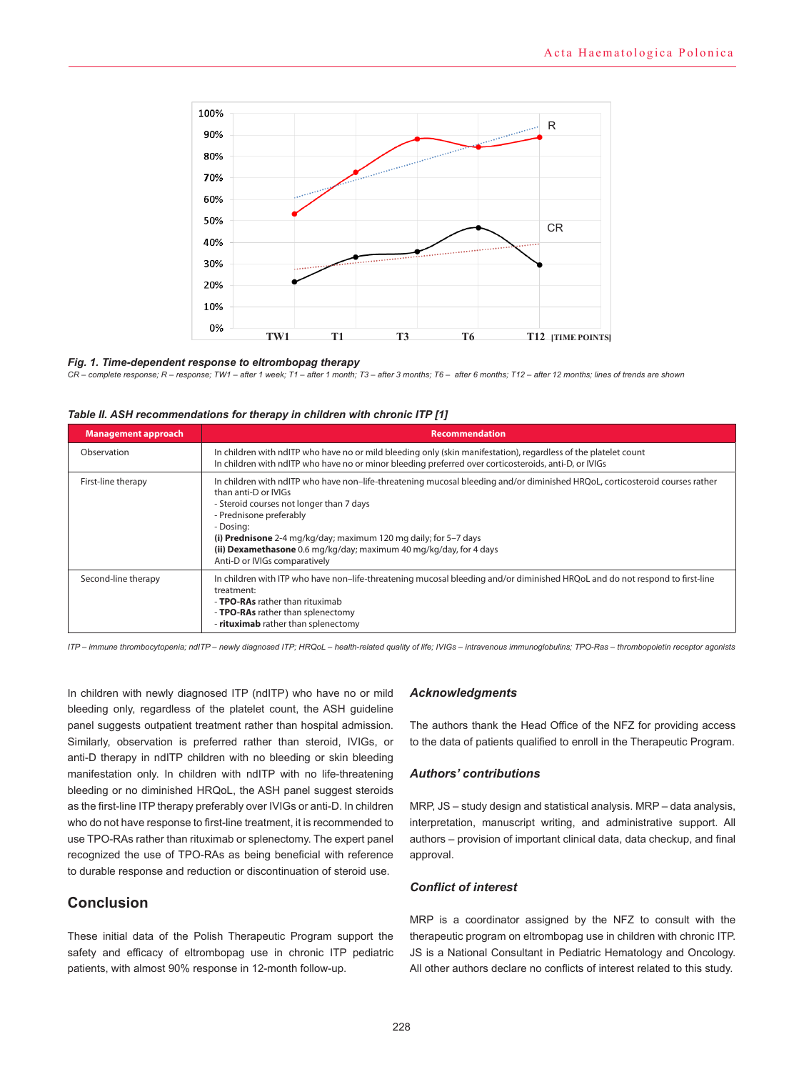Fig. 1. Time-dependent response to eltrombopag therapy

CR – complete response; R – response; TW1 – after 1 week; T1 – after 1 month; T3 – after 3 months; T6 – after 6 months; T12 – after 12 months; lines of trends are shown

*Table II. ASH recommendations for therapy in children with chronic ITP [1]*

| Management approach | Recommendation |
|---|---|
| Observation | In children with ndITP who have no or mild bleeding only (skin manifestation), regardless of the platelet count<br>In children with ndITP who have no or minor bleeding preferred over corticosteroids, anti-D, or IVIGs |
| First-line therapy | In children with ndITP who have non–life-threatening mucosal bleeding and/or diminished HRQoL, corticosteroid courses rather than anti-D or IVIGs<br>- Steroid courses not longer than 7 days<br>- Prednisone preferably<br>- Dosing:<br>**(i) Prednisone** 2-4 mg/kg/day; maximum 120 mg daily; for 5–7 days<br>**(ii) Dexamethasone** 0.6 mg/kg/day; maximum 40 mg/kg/day, for 4 days<br>Anti-D or IVIGs comparatively |
| Second-line therapy | In children with ITP who have non–life-threatening mucosal bleeding and/or diminished HRQoL and do not respond to first-line treatment:<br>- **TPO-RAs** rather than rituximab<br>- **TPO-RAs** rather than splenectomy<br>- **rituximab** rather than splenectomy |

*ITP – immune thrombocytopenia; ndITP – newly diagnosed ITP; HRQoL – health-related quality of life; IVIGs – intravenous immunoglobulins; TPO-Ras – thrombopoietin receptor agonists*

In children with newly diagnosed ITP (ndITP) who have no or mild bleeding only, regardless of the platelet count, the ASH guideline panel suggests outpatient treatment rather than hospital admission. Similarly, observation is preferred rather than steroid, IVIGs, or anti-D therapy in ndITP children with no bleeding or skin bleeding manifestation only. In children with ndITP with no life-threatening bleeding or no diminished HRQoL, the ASH panel suggest steroids as the first-line ITP therapy preferably over IVIGs or anti-D. In children who do not have response to first-line treatment, it is recommended to use TPO-RAs rather than rituximab or splenectomy. The expert panel recognized the use of TPO-RAs as being beneficial with reference to durable response and reduction or discontinuation of steroid use.

## Conclusion

These initial data of the Polish Therapeutic Program support the safety and efficacy of eltrombopag use in chronic ITP pediatric patients, with almost 90% response in 12-month follow-up.

### Acknowledgments

The authors thank the Head Office of the NFZ for providing access to the data of patients qualified to enroll in the Therapeutic Program.

### Authors' contributions

MRP, JS – study design and statistical analysis. MRP – data analysis, interpretation, manuscript writing, and administrative support. All authors – provision of important clinical data, data checkup, and final approval.

### Conflict of interest

MRP is a coordinator assigned by the NFZ to consult with the therapeutic program on eltrombopag use in children with chronic ITP. JS is a National Consultant in Pediatric Hematology and Oncology. All other authors declare no conflicts of interest related to this study.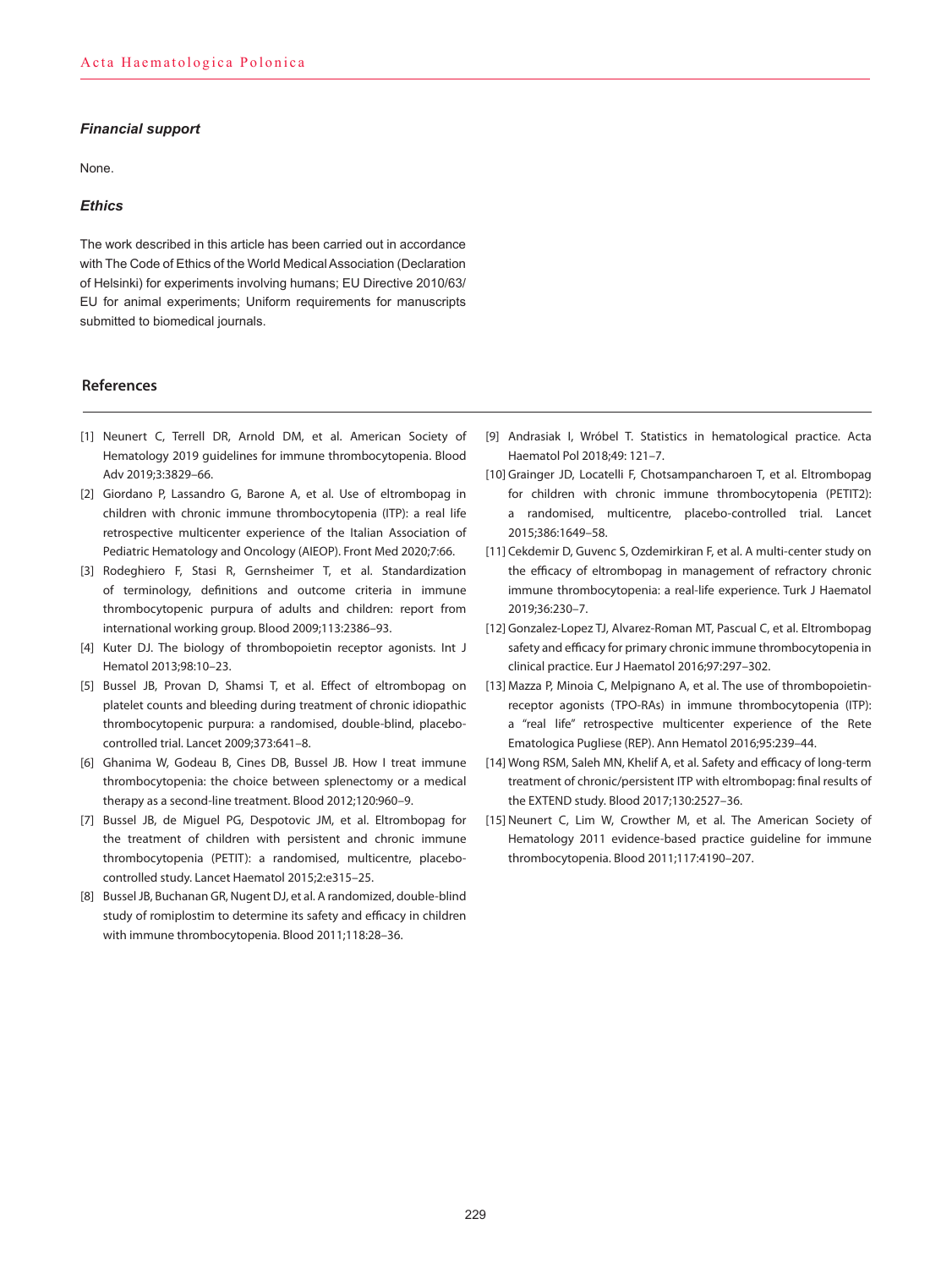### *Financial support*

None.

### *Ethics*

The work described in this article has been carried out in accordance with The Code of Ethics of the World Medical Association (Declaration of Helsinki) for experiments involving humans; EU Directive 2010/63/EU for animal experiments; Uniform requirements for manuscripts submitted to biomedical journals.

## References

[1] Neunert C, Terrell DR, Arnold DM, et al. American Society of Hematology 2019 guidelines for immune thrombocytopenia. Blood Adv 2019;3:3829–66.

[2] Giordano P, Lassandro G, Barone A, et al. Use of eltrombopag in children with chronic immune thrombocytopenia (ITP): a real life retrospective multicenter experience of the Italian Association of Pediatric Hematology and Oncology (AIEOP). Front Med 2020;7:66.

[3] Rodeghiero F, Stasi R, Gernsheimer T, et al. Standardization of terminology, definitions and outcome criteria in immune thrombocytopenic purpura of adults and children: report from international working group. Blood 2009;113:2386–93.

[4] Kuter DJ. The biology of thrombopoietin receptor agonists. Int J Hematol 2013;98:10–23.

[5] Bussel JB, Provan D, Shamsi T, et al. Effect of eltrombopag on platelet counts and bleeding during treatment of chronic idiopathic thrombocytopenic purpura: a randomised, double-blind, placebo-controlled trial. Lancet 2009;373:641–8.

[6] Ghanima W, Godeau B, Cines DB, Bussel JB. How I treat immune thrombocytopenia: the choice between splenectomy or a medical therapy as a second-line treatment. Blood 2012;120:960–9.

[7] Bussel JB, de Miguel PG, Despotovic JM, et al. Eltrombopag for the treatment of children with persistent and chronic immune thrombocytopenia (PETIT): a randomised, multicentre, placebo-controlled study. Lancet Haematol 2015;2:e315–25.

[8] Bussel JB, Buchanan GR, Nugent DJ, et al. A randomized, double-blind study of romiplostim to determine its safety and efficacy in children with immune thrombocytopenia. Blood 2011;118:28–36.

[9] Andrasiak I, Wróbel T. Statistics in hematological practice. Acta Haematol Pol 2018;49: 121–7.

[10] Grainger JD, Locatelli F, Chotsampancharoen T, et al. Eltrombopag for children with chronic immune thrombocytopenia (PETIT2): a randomised, multicentre, placebo-controlled trial. Lancet 2015;386:1649–58.

[11] Cekdemir D, Guvenc S, Ozdemirkiran F, et al. A multi-center study on the efficacy of eltrombopag in management of refractory chronic immune thrombocytopenia: a real-life experience. Turk J Haematol 2019;36:230–7.

[12] Gonzalez-Lopez TJ, Alvarez-Roman MT, Pascual C, et al. Eltrombopag safety and efficacy for primary chronic immune thrombocytopenia in clinical practice. Eur J Haematol 2016;97:297–302.

[13] Mazza P, Minoia C, Melpignano A, et al. The use of thrombopoietin-receptor agonists (TPO-RAs) in immune thrombocytopenia (ITP): a "real life" retrospective multicenter experience of the Rete Ematologica Pugliese (REP). Ann Hematol 2016;95:239–44.

[14] Wong RSM, Saleh MN, Khelif A, et al. Safety and efficacy of long-term treatment of chronic/persistent ITP with eltrombopag: final results of the EXTEND study. Blood 2017;130:2527–36.

[15] Neunert C, Lim W, Crowther M, et al. The American Society of Hematology 2011 evidence-based practice guideline for immune thrombocytopenia. Blood 2011;117:4190–207.